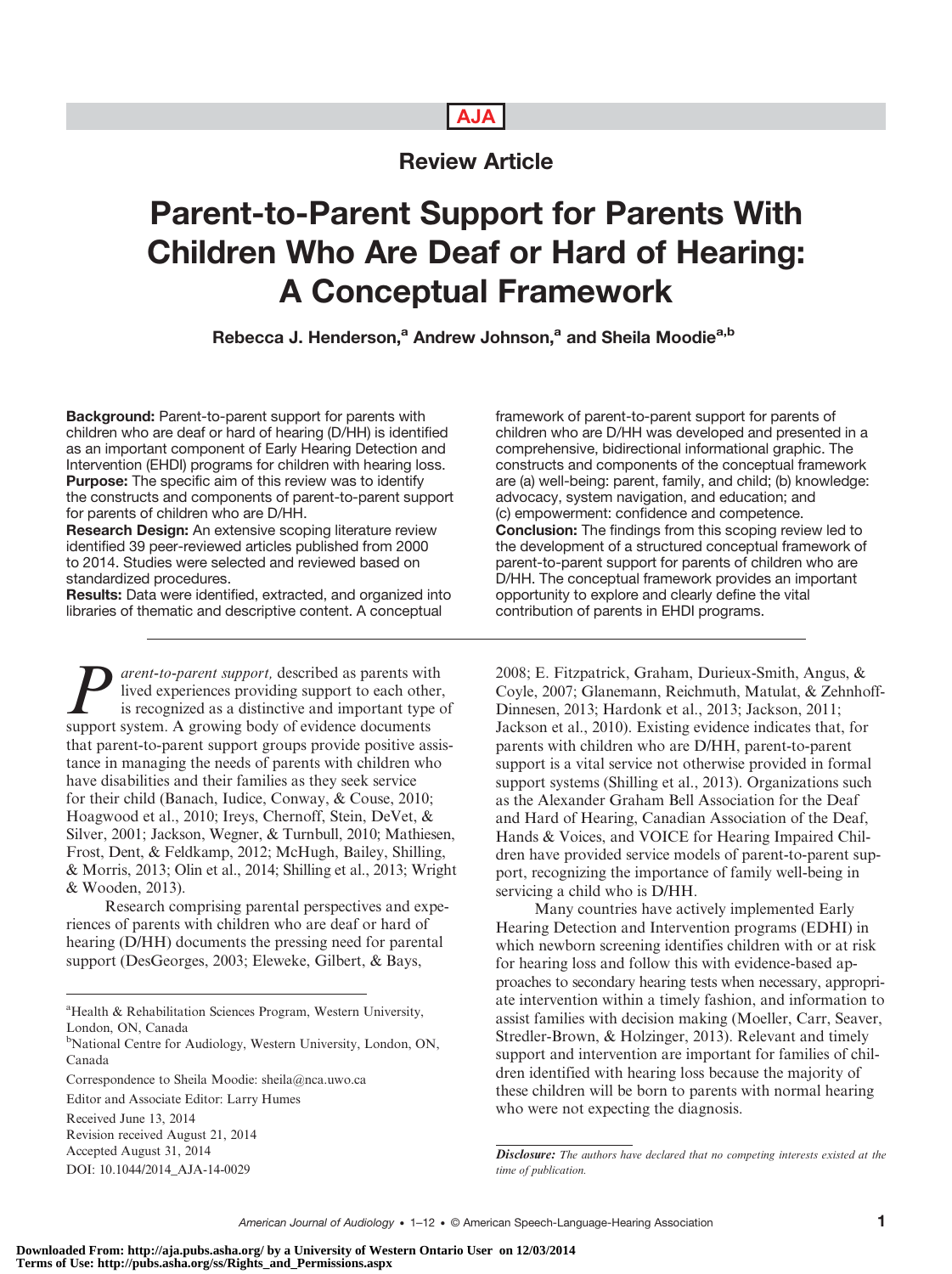AJA

## Review Article

# Parent-to-Parent Support for Parents With Children Who Are Deaf or Hard of Hearing: A Conceptual Framework

**Rebecca J. Henderson,[a] Andrew Johnson,[a] and Sheila Moodie[a,b]**

**Background:** Parent-to-parent support for parents with children who are deaf or hard of hearing (D/HH) is identified as an important component of Early Hearing Detection and Intervention (EHDI) programs for children with hearing loss.

**Purpose:** The specific aim of this review was to identify the constructs and components of parent-to-parent support for parents of children who are D/HH.

**Research Design:** An extensive scoping literature review identified 39 peer-reviewed articles published from 2000 to 2014. Studies were selected and reviewed based on standardized procedures.

**Results:** Data were identified, extracted, and organized into libraries of thematic and descriptive content. A conceptual framework of parent-to-parent support for parents of children who are D/HH was developed and presented in a comprehensive, bidirectional informational graphic. The constructs and components of the conceptual framework are (a) well-being: parent, family, and child; (b) knowledge: advocacy, system navigation, and education; and (c) empowerment: confidence and competence.

**Conclusion:** The findings from this scoping review led to the development of a structured conceptual framework of parent-to-parent support for parents of children who are D/HH. The conceptual framework provides an important opportunity to explore and clearly define the vital contribution of parents in EHDI programs.

---

*Parent-to-parent support,* described as parents with lived experiences providing support to each other, is recognized as a distinctive and important type of support system. A growing body of evidence documents that parent-to-parent support groups provide positive assistance in managing the needs of parents with children who have disabilities and their families as they seek service for their child (Banach, Iudice, Conway, & Couse, 2010; Hoagwood et al., 2010; Ireys, Chernoff, Stein, DeVet, & Silver, 2001; Jackson, Wegner, & Turnbull, 2010; Mathiesen, Frost, Dent, & Feldkamp, 2012; McHugh, Bailey, Shilling, & Morris, 2013; Olin et al., 2014; Shilling et al., 2013; Wright & Wooden, 2013).

Research comprising parental perspectives and experiences of parents with children who are deaf or hard of hearing (D/HH) documents the pressing need for parental support (DesGeorges, 2003; Eleweke, Gilbert, & Bays, 2008; E. Fitzpatrick, Graham, Durieux-Smith, Angus, & Coyle, 2007; Glanemann, Reichmuth, Matulat, & Zehnhoff-Dinnesen, 2013; Hardonk et al., 2013; Jackson, 2011; Jackson et al., 2010). Existing evidence indicates that, for parents with children who are D/HH, parent-to-parent support is a vital service not otherwise provided in formal support systems (Shilling et al., 2013). Organizations such as the Alexander Graham Bell Association for the Deaf and Hard of Hearing, Canadian Association of the Deaf, Hands & Voices, and VOICE for Hearing Impaired Children have provided service models of parent-to-parent support, recognizing the importance of family well-being in servicing a child who is D/HH.

Many countries have actively implemented Early Hearing Detection and Intervention programs (EDHI) in which newborn screening identifies children with or at risk for hearing loss and follow this with evidence-based approaches to secondary hearing tests when necessary, appropriate intervention within a timely fashion, and information to assist families with decision making (Moeller, Carr, Seaver, Stredler-Brown, & Holzinger, 2013). Relevant and timely support and intervention are important for families of children identified with hearing loss because the majority of these children will be born to parents with normal hearing who were not expecting the diagnosis.

---

[a]Health & Rehabilitation Sciences Program, Western University, London, ON, Canada
[b]National Centre for Audiology, Western University, London, ON, Canada

Correspondence to Sheila Moodie: sheila@nca.uwo.ca

Editor and Associate Editor: Larry Humes

Received June 13, 2014
Revision received August 21, 2014
Accepted August 31, 2014
DOI: 10.1044/2014_AJA-14-0029

***Disclosure:*** *The authors have declared that no competing interests existed at the time of publication.*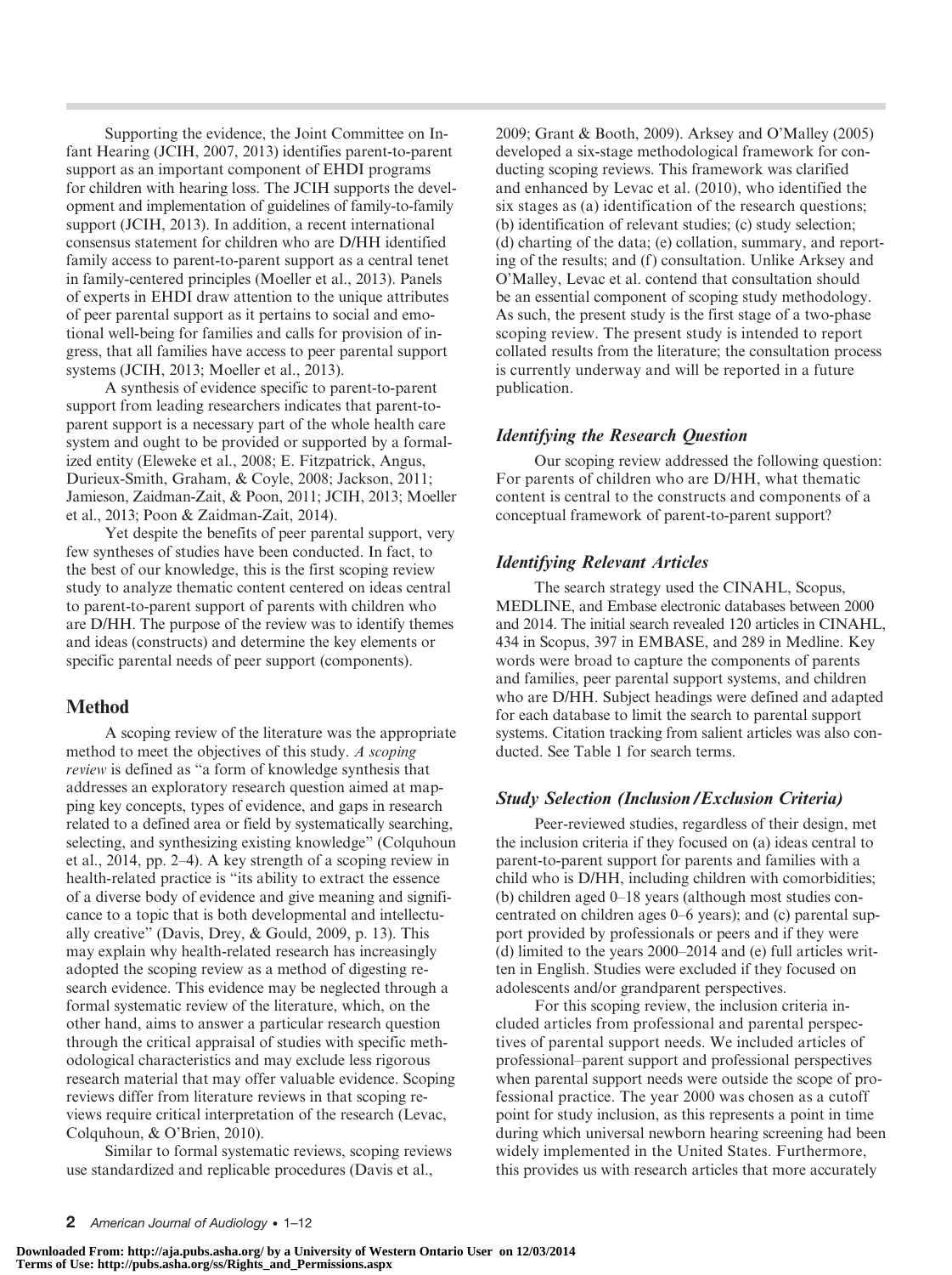Supporting the evidence, the Joint Committee on Infant Hearing (JCIH, 2007, 2013) identifies parent-to-parent support as an important component of EHDI programs for children with hearing loss. The JCIH supports the development and implementation of guidelines of family-to-family support (JCIH, 2013). In addition, a recent international consensus statement for children who are D/HH identified family access to parent-to-parent support as a central tenet in family-centered principles (Moeller et al., 2013). Panels of experts in EHDI draw attention to the unique attributes of peer parental support as it pertains to social and emotional well-being for families and calls for provision of ingress, that all families have access to peer parental support systems (JCIH, 2013; Moeller et al., 2013).

A synthesis of evidence specific to parent-to-parent support from leading researchers indicates that parent-to-parent support is a necessary part of the whole health care system and ought to be provided or supported by a formalized entity (Eleweke et al., 2008; E. Fitzpatrick, Angus, Durieux-Smith, Graham, & Coyle, 2008; Jackson, 2011; Jamieson, Zaidman-Zait, & Poon, 2011; JCIH, 2013; Moeller et al., 2013; Poon & Zaidman-Zait, 2014).

Yet despite the benefits of peer parental support, very few syntheses of studies have been conducted. In fact, to the best of our knowledge, this is the first scoping review study to analyze thematic content centered on ideas central to parent-to-parent support of parents with children who are D/HH. The purpose of the review was to identify themes and ideas (constructs) and determine the key elements or specific parental needs of peer support (components).

## Method

A scoping review of the literature was the appropriate method to meet the objectives of this study. *A scoping review* is defined as "a form of knowledge synthesis that addresses an exploratory research question aimed at mapping key concepts, types of evidence, and gaps in research related to a defined area or field by systematically searching, selecting, and synthesizing existing knowledge" (Colquhoun et al., 2014, pp. 2–4). A key strength of a scoping review in health-related practice is "its ability to extract the essence of a diverse body of evidence and give meaning and significance to a topic that is both developmental and intellectually creative" (Davis, Drey, & Gould, 2009, p. 13). This may explain why health-related research has increasingly adopted the scoping review as a method of digesting research evidence. This evidence may be neglected through a formal systematic review of the literature, which, on the other hand, aims to answer a particular research question through the critical appraisal of studies with specific methodological characteristics and may exclude less rigorous research material that may offer valuable evidence. Scoping reviews differ from literature reviews in that scoping reviews require critical interpretation of the research (Levac, Colquhoun, & O'Brien, 2010).

Similar to formal systematic reviews, scoping reviews use standardized and replicable procedures (Davis et al., 2009; Grant & Booth, 2009). Arksey and O'Malley (2005) developed a six-stage methodological framework for conducting scoping reviews. This framework was clarified and enhanced by Levac et al. (2010), who identified the six stages as (a) identification of the research questions; (b) identification of relevant studies; (c) study selection; (d) charting of the data; (e) collation, summary, and reporting of the results; and (f) consultation. Unlike Arksey and O'Malley, Levac et al. contend that consultation should be an essential component of scoping study methodology. As such, the present study is the first stage of a two-phase scoping review. The present study is intended to report collated results from the literature; the consultation process is currently underway and will be reported in a future publication.

### *Identifying the Research Question*

Our scoping review addressed the following question: For parents of children who are D/HH, what thematic content is central to the constructs and components of a conceptual framework of parent-to-parent support?

### *Identifying Relevant Articles*

The search strategy used the CINAHL, Scopus, MEDLINE, and Embase electronic databases between 2000 and 2014. The initial search revealed 120 articles in CINAHL, 434 in Scopus, 397 in EMBASE, and 289 in Medline. Key words were broad to capture the components of parents and families, peer parental support systems, and children who are D/HH. Subject headings were defined and adapted for each database to limit the search to parental support systems. Citation tracking from salient articles was also conducted. See Table 1 for search terms.

### *Study Selection (Inclusion/Exclusion Criteria)*

Peer-reviewed studies, regardless of their design, met the inclusion criteria if they focused on (a) ideas central to parent-to-parent support for parents and families with a child who is D/HH, including children with comorbidities; (b) children aged 0–18 years (although most studies concentrated on children ages 0–6 years); and (c) parental support provided by professionals or peers and if they were (d) limited to the years 2000–2014 and (e) full articles written in English. Studies were excluded if they focused on adolescents and/or grandparent perspectives.

For this scoping review, the inclusion criteria included articles from professional and parental perspectives of parental support needs. We included articles of professional–parent support needs and professional perspectives when parental support needs were outside the scope of professional practice. The year 2000 was chosen as a cutoff point for study inclusion, as this represents a point in time during which universal newborn hearing screening had been widely implemented in the United States. Furthermore, this provides us with research articles that more accurately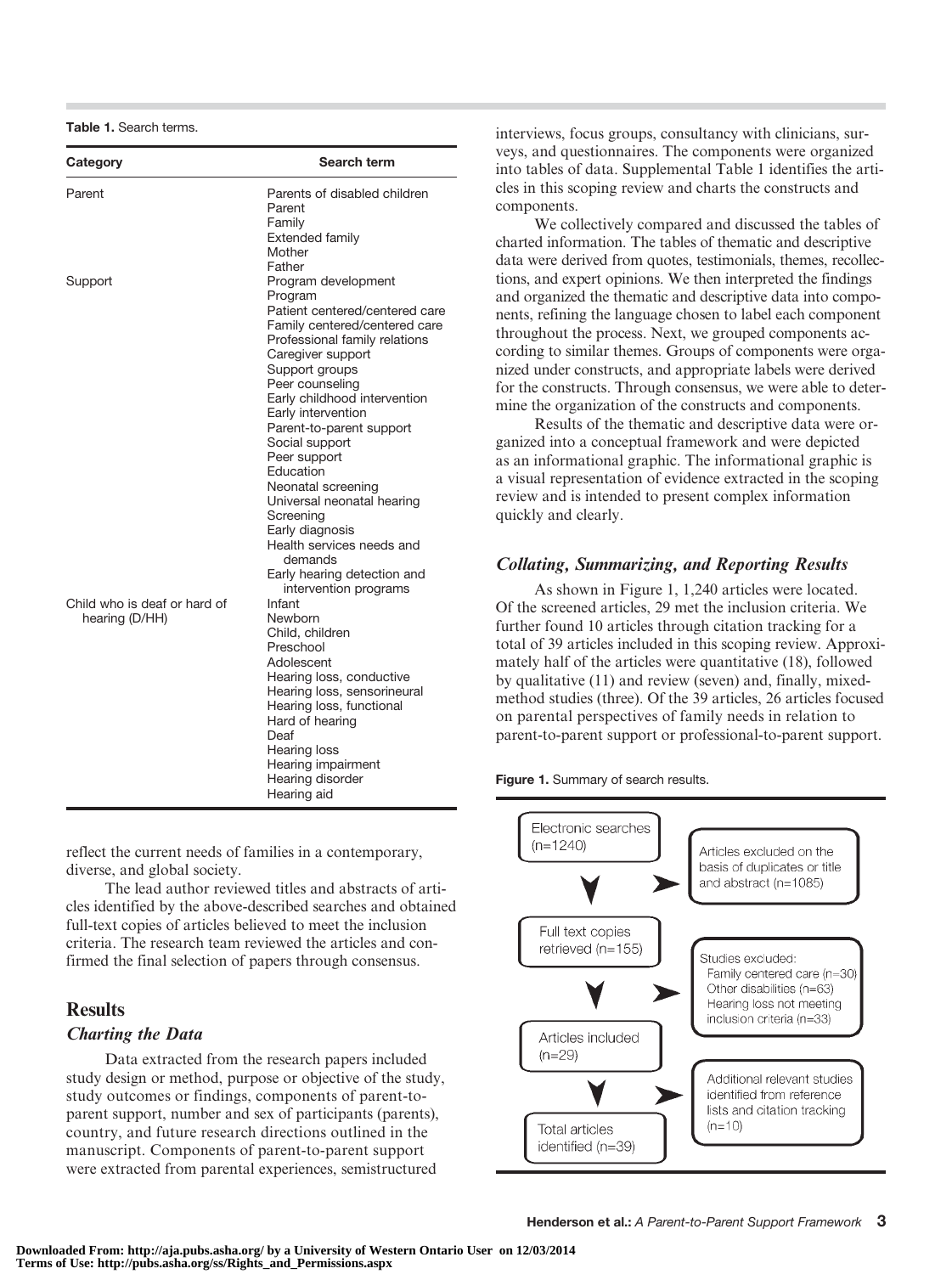**Table 1.** Search terms.

| Category | Search term |
|---|---|
| Parent | Parents of disabled children |
| | Parent |
| | Family |
| | Extended family |
| | Mother |
| | Father |
| Support | Program development |
| | Program |
| | Patient centered/centered care |
| | Family centered/centered care |
| | Professional family relations |
| | Caregiver support |
| | Support groups |
| | Peer counseling |
| | Early childhood intervention |
| | Early intervention |
| | Parent-to-parent support |
| | Social support |
| | Peer support |
| | Education |
| | Neonatal screening |
| | Universal neonatal hearing |
| | Screening |
| | Early diagnosis |
| | Health services needs and demands |
| | Early hearing detection and intervention programs |
| Child who is deaf or hard of hearing (D/HH) | Infant |
| | Newborn |
| | Child, children |
| | Preschool |
| | Adolescent |
| | Hearing loss, conductive |
| | Hearing loss, sensorineural |
| | Hearing loss, functional |
| | Hard of hearing |
| | Deaf |
| | Hearing loss |
| | Hearing impairment |
| | Hearing disorder |
| | Hearing aid |

reflect the current needs of families in a contemporary, diverse, and global society.

The lead author reviewed titles and abstracts of articles identified by the above-described searches and obtained full-text copies of articles believed to meet the inclusion criteria. The research team reviewed the articles and confirmed the final selection of papers through consensus.

## Results

### *Charting the Data*

Data extracted from the research papers included study design or method, purpose or objective of the study, study outcomes or findings, components of parent-to-parent support, number and sex of participants (parents), country, and future research directions outlined in the manuscript. Components of parent-to-parent support were extracted from parental experiences, semistructured interviews, focus groups, consultancy with clinicians, surveys, and questionnaires. The components were organized into tables of data. Supplemental Table 1 identifies the articles in this scoping review and charts the constructs and components.

We collectively compared and discussed the tables of charted information. The tables of thematic and descriptive data were derived from quotes, testimonials, themes, recollections, and expert opinions. We then interpreted the findings and organized the thematic and descriptive data into components, refining the language chosen to label each component throughout the process. Next, we grouped components according to similar themes. Groups of components were organized under constructs, and appropriate labels were derived for the constructs. Through consensus, we were able to determine the organization of the constructs and components.

Results of the thematic and descriptive data were organized into a conceptual framework and were depicted as an informational graphic. The informational graphic is a visual representation of evidence extracted in the scoping review and is intended to present complex information quickly and clearly.

### *Collating, Summarizing, and Reporting Results*

As shown in Figure 1, 1,240 articles were located. Of the screened articles, 29 met the inclusion criteria. We further found 10 articles through citation tracking for a total of 39 articles included in this scoping review. Approximately half of the articles were quantitative (18), followed by qualitative (11) and review (seven) and, finally, mixed-method studies (three). Of the 39 articles, 26 articles focused on parental perspectives of family needs in relation to parent-to-parent support or professional-to-parent support.

**Figure 1.** Summary of search results.

- Electronic searches (n=1240) → Articles excluded on the basis of duplicates or title and abstract (n=1085)
- Full text copies retrieved (n=155) → Studies excluded: Family centered care (n=30); Other disabilities (n=63); Hearing loss not meeting inclusion criteria (n=33)
- Articles included (n=29) → Additional relevant studies identified from reference lists and citation tracking (n=10)
- Total articles identified (n=39)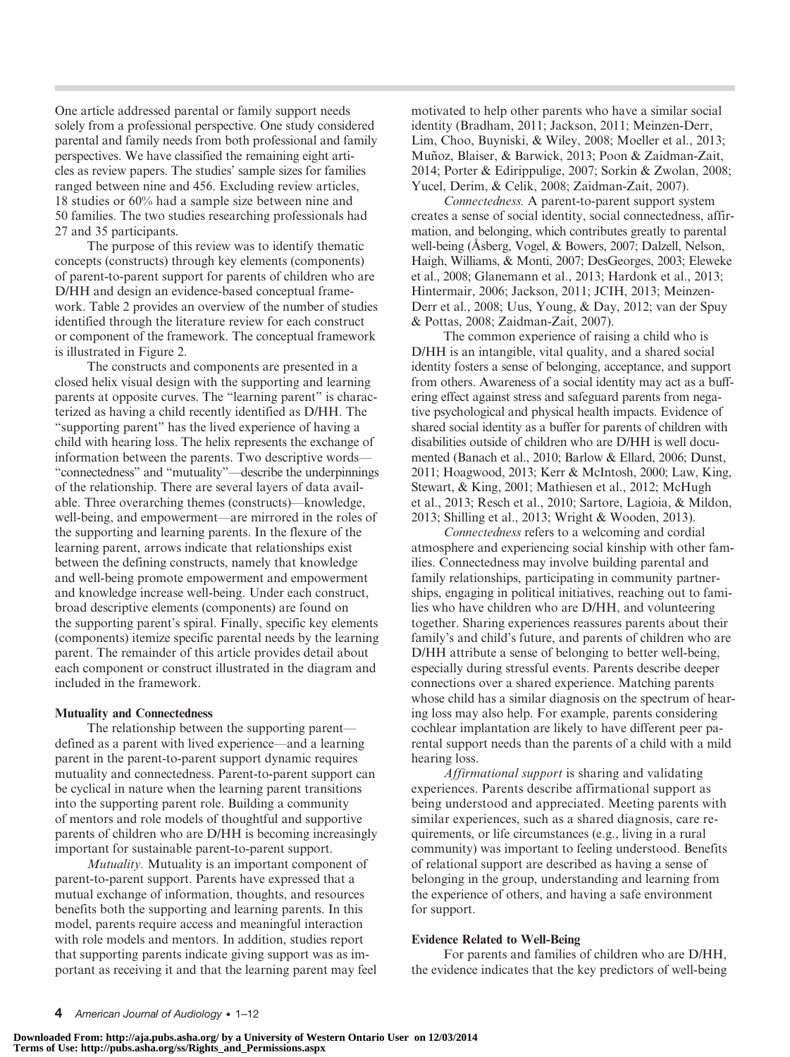One article addressed parental or family support needs solely from a professional perspective. One study considered parental and family needs from both professional and family perspectives. We have classified the remaining eight articles as review papers. The studies' sample sizes for families ranged between nine and 456. Excluding review articles, 18 studies or 60% had a sample size between nine and 50 families. The two studies researching professionals had 27 and 35 participants.

The purpose of this review was to identify thematic concepts (constructs) through key elements (components) of parent-to-parent support for parents of children who are D/HH and design an evidence-based conceptual framework. Table 2 provides an overview of the number of studies identified through the literature review for each construct or component of the framework. The conceptual framework is illustrated in Figure 2.

The constructs and components are presented in a closed helix visual design with the supporting and learning parents at opposite curves. The "learning parent" is characterized as having a child recently identified as D/HH. The "supporting parent" has the lived experience of having a child with hearing loss. The helix represents the exchange of information between the parents. Two descriptive words—"connectedness" and "mutuality"—describe the underpinnings of the relationship. There are several layers of data available. Three overarching themes (constructs)—knowledge, well-being, and empowerment—are mirrored in the roles of the supporting and learning parents. In the flexure of the learning parent, arrows indicate that relationships exist between the defining constructs, namely that knowledge and well-being promote empowerment and empowerment and knowledge increase well-being. Under each construct, broad descriptive elements (components) are found on the supporting parent's spiral. Finally, specific key elements (components) itemize specific parental needs by the learning parent. The remainder of this article provides detail about each component or construct illustrated in the diagram and included in the framework.

### Mutuality and Connectedness

The relationship between the supporting parent—defined as a parent with lived experience—and a learning parent in the parent-to-parent support dynamic requires mutuality and connectedness. Parent-to-parent support can be cyclical in nature when the learning parent transitions into the supporting parent role. Building a community of mentors and role models of thoughtful and supportive parents of children who are D/HH is becoming increasingly important for sustainable parent-to-parent support.

*Mutuality.* Mutuality is an important component of parent-to-parent support. Parents have expressed that a mutual exchange of information, thoughts, and resources benefits both the supporting and learning parents. In this model, parents require access and meaningful interaction with role models and mentors. In addition, studies report that supporting parents indicate giving support was as important as receiving it and that the learning parent may feel motivated to help other parents who have a similar social identity (Bradham, 2011; Jackson, 2011; Meinzen-Derr, Lim, Choo, Buyniski, & Wiley, 2008; Moeller et al., 2013; Muñoz, Blaiser, & Barwick, 2013; Poon & Zaidman-Zait, 2014; Porter & Edirippulige, 2007; Sorkin & Zwolan, 2008; Yucel, Derim, & Celik, 2008; Zaidman-Zait, 2007).

*Connectedness.* A parent-to-parent support system creates a sense of social identity, social connectedness, affirmation, and belonging, which contributes greatly to parental well-being (Åsberg, Vogel, & Bowers, 2007; Dalzell, Nelson, Haigh, Williams, & Monti, 2007; DesGeorges, 2003; Eleweke et al., 2008; Glanemann et al., 2013; Hardonk et al., 2013; Hintermair, 2006; Jackson, 2011; JCIH, 2013; Meinzen-Derr et al., 2008; Uus, Young, & Day, 2012; van der Spuy & Pottas, 2008; Zaidman-Zait, 2007).

The common experience of raising a child who is D/HH is an intangible, vital quality, and a shared social identity fosters a sense of belonging, acceptance, and support from others. Awareness of a social identity may act as a buffering effect against stress and safeguard parents from negative psychological and physical health impacts. Evidence of shared social identity as a buffer for parents of children with disabilities outside of children who are D/HH is well documented (Banach et al., 2010; Barlow & Ellard, 2006; Dunst, 2011; Hoagwood, 2013; Kerr & McIntosh, 2000; Law, King, Stewart, & King, 2001; Mathiesen et al., 2012; McHugh et al., 2013; Resch et al., 2010; Sartore, Lagioia, & Mildon, 2013; Shilling et al., 2013; Wright & Wooden, 2013).

*Connectedness* refers to a welcoming and cordial atmosphere and experiencing social kinship with other families. Connectedness may involve building parental and family relationships, participating in community partnerships, engaging in political initiatives, reaching out to families who have children who are D/HH, and volunteering together. Sharing experiences reassures parents about their family's and child's future, and parents of children who are D/HH attribute a sense of belonging to better well-being, especially during stressful events. Parents describe deeper connections over a shared experience. Matching parents whose child has a similar diagnosis on the spectrum of hearing loss may also help. For example, parents considering cochlear implantation are likely to have different peer parental support needs than the parents of a child with a mild hearing loss.

*Affirmational support* is sharing and validating experiences. Parents describe affirmational support as being understood and appreciated. Meeting parents with similar experiences, such as a shared diagnosis, care requirements, or life circumstances (e.g., living in a rural community) was important to feeling understood. Benefits of relational support are described as having a sense of belonging in the group, understanding and learning from the experience of others, and having a safe environment for support.

### Evidence Related to Well-Being

For parents and families of children who are D/HH, the evidence indicates that the key predictors of well-being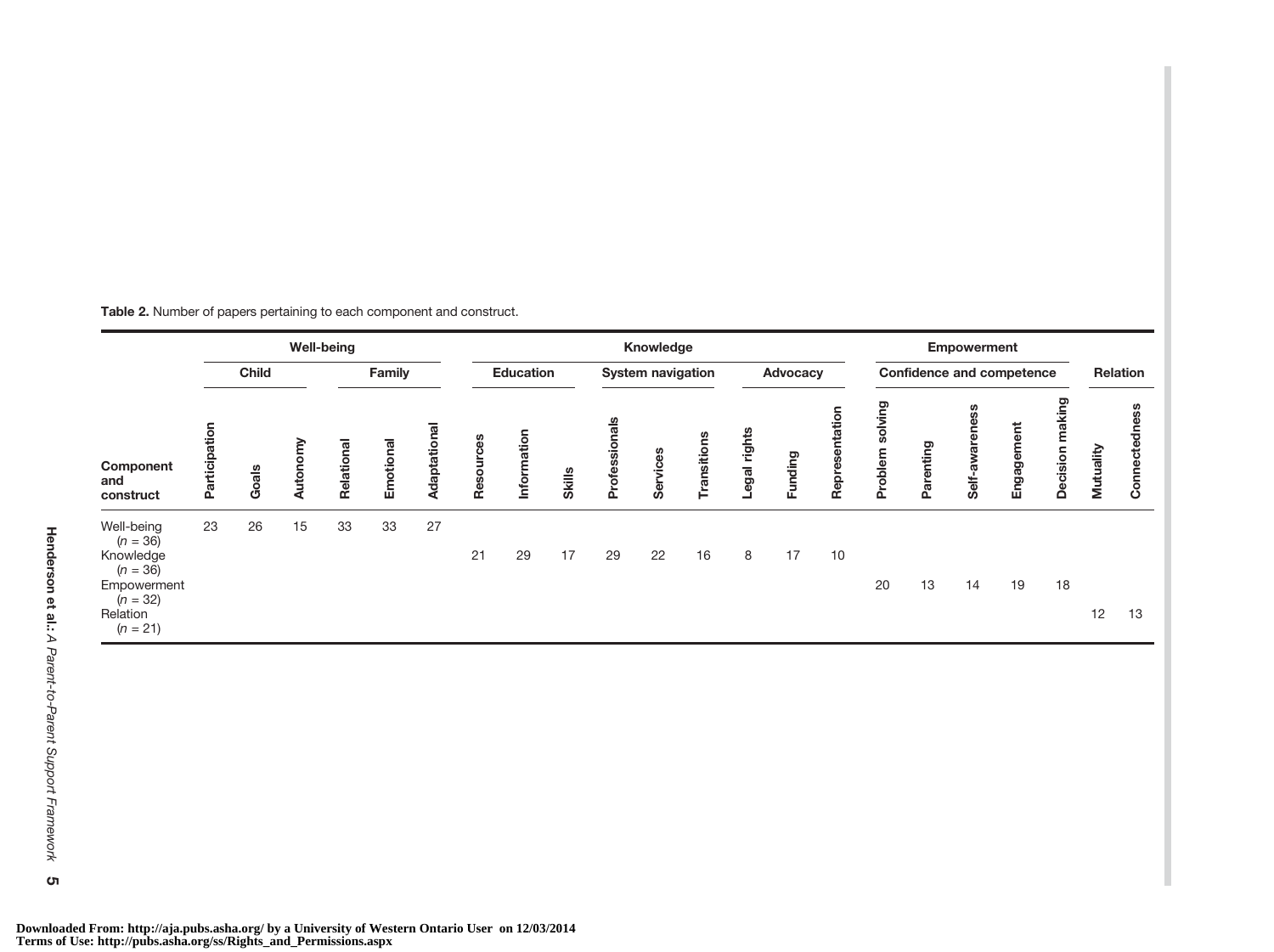**Table 2.** Number of papers pertaining to each component and construct.

| | Well-being | | | | | | Knowledge | | | | | | | | | Empowerment | | | | | | |
|---|---|---|---|---|---|---|---|---|---|---|---|---|---|---|---|---|---|---|---|---|---|---|
| | Child | | | Family | | | Education | | | System navigation | | | Advocacy | | | Confidence and competence | | | | | Relation | |
| Component and construct | Participation | Goals | Autonomy | Relational | Emotional | Adaptational | Resources | Information | Skills | Professionals | Services | Transitions | Legal rights | Funding | Representation | Problem solving | Parenting | Self-awareness | Engagement | Decision making | Mutuality | Connectedness |
| Well-being ($n$ = 36) | 23 | 26 | 15 | 33 | 33 | 27 | | | | | | | | | | | | | | | | |
| Knowledge ($n$ = 36) | | | | | | | 21 | 29 | 17 | 29 | 22 | 16 | 8 | 17 | 10 | | | | | | | |
| Empowerment ($n$ = 32) | | | | | | | | | | | | | | | | 20 | 13 | 14 | 19 | 18 | | |
| Relation ($n$ = 21) | | | | | | | | | | | | | | | | | | | | | 12 | 13 |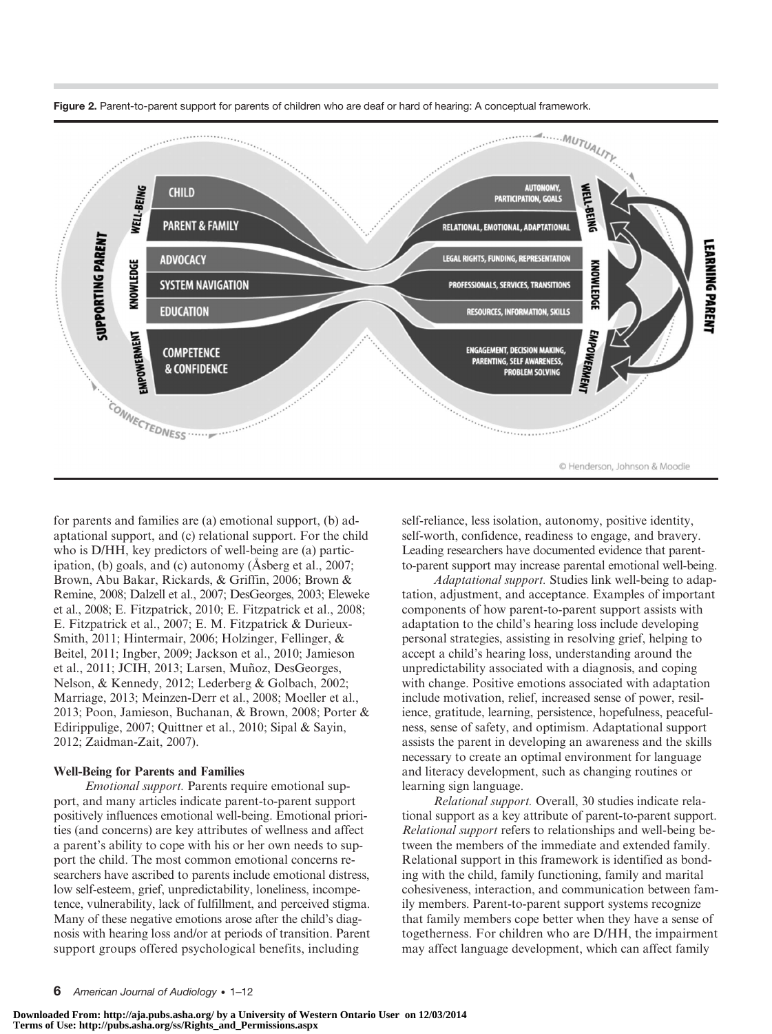**Figure 2.** Parent-to-parent support for parents of children who are deaf or hard of hearing: A conceptual framework.

for parents and families are (a) emotional support, (b) adaptational support, and (c) relational support. For the child who is D/HH, key predictors of well-being are (a) participation, (b) goals, and (c) autonomy (Åsberg et al., 2007; Brown, Abu Bakar, Rickards, & Griffin, 2006; Brown & Remine, 2008; Dalzell et al., 2007; DesGeorges, 2003; Eleweke et al., 2008; E. Fitzpatrick, 2010; E. Fitzpatrick et al., 2008; E. Fitzpatrick et al., 2007; E. M. Fitzpatrick & Durieux-Smith, 2011; Hintermair, 2006; Holzinger, Fellinger, & Beitel, 2011; Ingber, 2009; Jackson et al., 2010; Jamieson et al., 2011; JCIH, 2013; Larsen, Muñoz, DesGeorges, Nelson, & Kennedy, 2012; Lederberg & Golbach, 2002; Marriage, 2013; Meinzen-Derr et al., 2008; Moeller et al., 2013; Poon, Jamieson, Buchanan, & Brown, 2008; Porter & Edirippulige, 2007; Quittner et al., 2010; Sipal & Sayin, 2012; Zaidman-Zait, 2007).

### Well-Being for Parents and Families

*Emotional support.* Parents require emotional support, and many articles indicate parent-to-parent support positively influences emotional well-being. Emotional priorities (and concerns) are key attributes of wellness and affect a parent's ability to cope with his or her own needs to support the child. The most common emotional concerns researchers have ascribed to parents include emotional distress, low self-esteem, grief, unpredictability, loneliness, incompetence, vulnerability, lack of fulfillment, and perceived stigma. Many of these negative emotions arose after the child's diagnosis with hearing loss and/or at periods of transition. Parent support groups offered psychological benefits, including self-reliance, less isolation, autonomy, positive identity, self-worth, confidence, readiness to engage, and bravery. Leading researchers have documented evidence that parent-to-parent support may increase parental emotional well-being.

*Adaptational support.* Studies link well-being to adaptation, adjustment, and acceptance. Examples of important components of how parent-to-parent support assists with adaptation to the child's hearing loss include developing personal strategies, assisting in resolving grief, helping to accept a child's hearing loss, understanding around the unpredictability associated with a diagnosis, and coping with change. Positive emotions associated with adaptation include motivation, relief, increased sense of power, resilience, gratitude, learning, persistence, hopefulness, peacefulness, sense of safety, and optimism. Adaptational support assists the parent in developing an awareness and the skills necessary to create an optimal environment for language and literacy development, such as changing routines or learning sign language.

*Relational support.* Overall, 30 studies indicate relational support as a key attribute of parent-to-parent support. *Relational support* refers to relationships and well-being between the members of the immediate and extended family. Relational support in this framework is identified as bonding with the child, family functioning, family and marital cohesiveness, interaction, and communication between family members. Parent-to-parent support systems recognize that family members cope better when they have a sense of togetherness. For children who are D/HH, the impairment may affect language development, which can affect family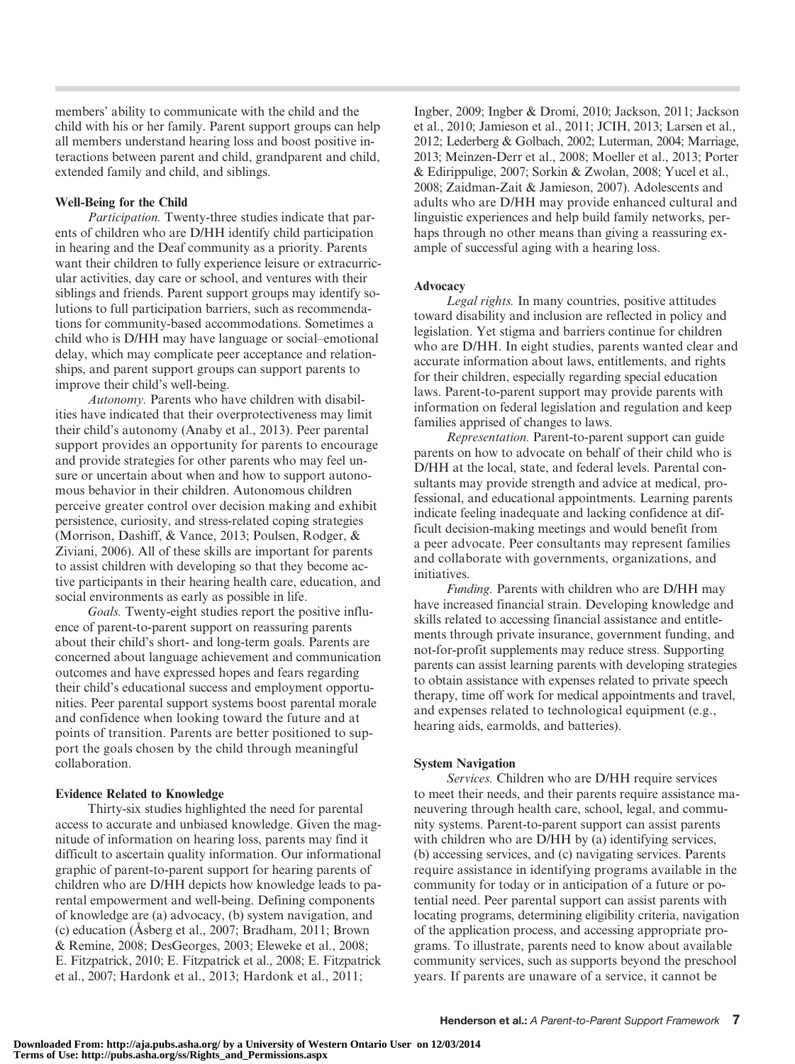members' ability to communicate with the child and the child with his or her family. Parent support groups can help all members understand hearing loss and boost positive interactions between parent and child, grandparent and child, extended family and child, and siblings.

### Well-Being for the Child

*Participation.* Twenty-three studies indicate that parents of children who are D/HH identify child participation in hearing and the Deaf community as a priority. Parents want their children to fully experience leisure or extracurricular activities, day care or school, and ventures with their siblings and friends. Parent support groups may identify solutions to full participation barriers, such as recommendations for community-based accommodations. Sometimes a child who is D/HH may have language or social–emotional delay, which may complicate peer acceptance and relationships, and parent support groups can support parents to improve their child's well-being.

*Autonomy.* Parents who have children with disabilities have indicated that their overprotectiveness may limit their child's autonomy (Anaby et al., 2013). Peer parental support provides an opportunity for parents to encourage and provide strategies for other parents who may feel unsure or uncertain about when and how to support autonomous behavior in their children. Autonomous children perceive greater control over decision making and exhibit persistence, curiosity, and stress-related coping strategies (Morrison, Dashiff, & Vance, 2013; Poulsen, Rodger, & Ziviani, 2006). All of these skills are important for parents to assist children with developing so that they become active participants in their hearing health care, education, and social environments as early as possible in life.

*Goals.* Twenty-eight studies report the positive influence of parent-to-parent support on reassuring parents about their child's short- and long-term goals. Parents are concerned about language achievement and communication outcomes and have expressed hopes and fears regarding their child's educational success and employment opportunities. Peer parental support systems boost parental morale and confidence when looking toward the future and at points of transition. Parents are better positioned to support the goals chosen by the child through meaningful collaboration.

### Evidence Related to Knowledge

Thirty-six studies highlighted the need for parental access to accurate and unbiased knowledge. Given the magnitude of information on hearing loss, parents may find it difficult to ascertain quality information. Our informational graphic of parent-to-parent support for hearing parents of children who are D/HH depicts how knowledge leads to parental empowerment and well-being. Defining components of knowledge are (a) advocacy, (b) system navigation, and (c) education (Åsberg et al., 2007; Bradham, 2011; Brown & Remine, 2008; DesGeorges, 2003; Eleweke et al., 2008; E. Fitzpatrick, 2010; E. Fitzpatrick et al., 2008; E. Fitzpatrick et al., 2007; Hardonk et al., 2013; Hardonk et al., 2011; Ingber, 2009; Ingber & Dromi, 2010; Jackson, 2011; Jackson et al., 2010; Jamieson et al., 2011; JCIH, 2013; Larsen et al., 2012; Lederberg & Golbach, 2002; Luterman, 2004; Marriage, 2013; Meinzen-Derr et al., 2008; Moeller et al., 2013; Porter & Edirippulige, 2007; Sorkin & Zwolan, 2008; Yucel et al., 2008; Zaidman-Zait & Jamieson, 2007). Adolescents and adults who are D/HH may provide enhanced cultural and linguistic experiences and help build family networks, perhaps through no other means than giving a reassuring example of successful aging with a hearing loss.

### Advocacy

*Legal rights.* In many countries, positive attitudes toward disability and inclusion are reflected in policy and legislation. Yet stigma and barriers continue for children who are D/HH. In eight studies, parents wanted clear and accurate information about laws, entitlements, and rights for their children, especially regarding special education laws. Parent-to-parent support may provide parents with information on federal legislation and regulation and keep families apprised of changes to laws.

*Representation.* Parent-to-parent support can guide parents on how to advocate on behalf of their child who is D/HH at the local, state, and federal levels. Parental consultants may provide strength and advice at medical, professional, and educational appointments. Learning parents indicate feeling inadequate and lacking confidence at difficult decision-making meetings and would benefit from a peer advocate. Peer consultants may represent families and collaborate with governments, organizations, and initiatives.

*Funding.* Parents with children who are D/HH may have increased financial strain. Developing knowledge and skills related to accessing financial assistance and entitlements through private insurance, government funding, and not-for-profit supplements may reduce stress. Supporting parents can assist learning parents with developing strategies to obtain assistance with expenses related to private speech therapy, time off work for medical appointments and travel, and expenses related to technological equipment (e.g., hearing aids, earmolds, and batteries).

### System Navigation

*Services.* Children who are D/HH require services to meet their needs, and their parents require assistance maneuvering through health care, school, legal, and community systems. Parent-to-parent support can assist parents with children who are D/HH by (a) identifying services, (b) accessing services, and (c) navigating services. Parents require assistance in identifying programs available in the community for today or in anticipation of a future or potential need. Peer parental support can assist parents with locating programs, determining eligibility criteria, navigation of the application process, and accessing appropriate programs. To illustrate, parents need to know about available community services, such as supports beyond the preschool years. If parents are unaware of a service, it cannot be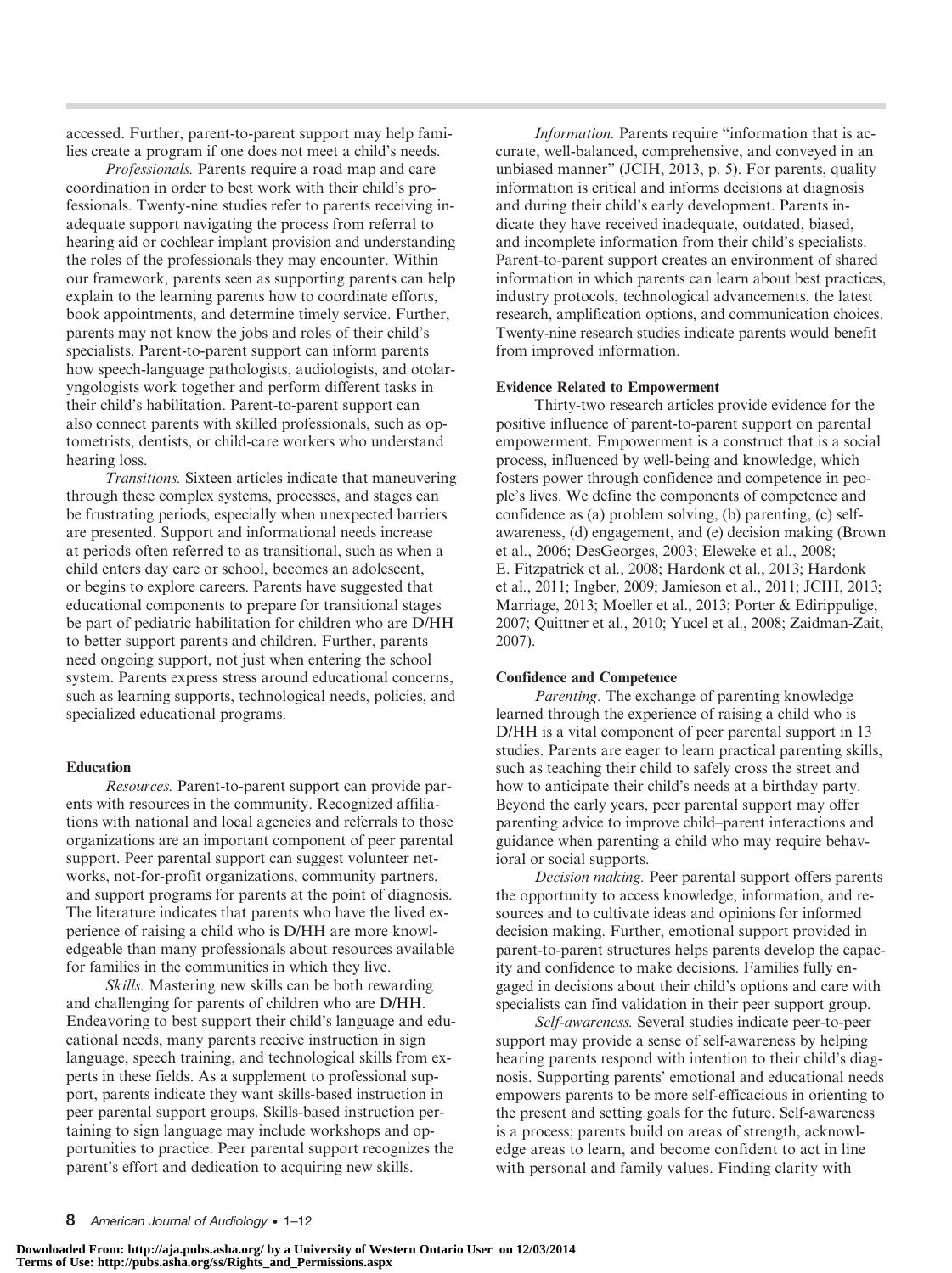accessed. Further, parent-to-parent support may help families create a program if one does not meet a child's needs.

*Professionals.* Parents require a road map and care coordination in order to best work with their child's professionals. Twenty-nine studies refer to parents receiving inadequate support navigating the process from referral to hearing aid or cochlear implant provision and understanding the roles of the professionals they may encounter. Within our framework, parents seen as supporting parents can help explain to the learning parents how to coordinate efforts, book appointments, and determine timely service. Further, parents may not know the jobs and roles of their child's specialists. Parent-to-parent support can inform parents how speech-language pathologists, audiologists, and otolaryngologists work together and perform different tasks in their child's habilitation. Parent-to-parent support can also connect parents with skilled professionals, such as optometrists, dentists, or child-care workers who understand hearing loss.

*Transitions.* Sixteen articles indicate that maneuvering through these complex systems, processes, and stages can be frustrating periods, especially when unexpected barriers are presented. Support and informational needs increase at periods often referred to as transitional, such as when a child enters day care or school, becomes an adolescent, or begins to explore careers. Parents have suggested that educational components to prepare for transitional stages be part of pediatric habilitation for children who are D/HH to better support parents and children. Further, parents need ongoing support, not just when entering the school system. Parents express stress around educational concerns, such as learning supports, technological needs, policies, and specialized educational programs.

**Education**

*Resources.* Parent-to-parent support can provide parents with resources in the community. Recognized affiliations with national and local agencies and referrals to those organizations are an important component of peer parental support. Peer parental support can suggest volunteer networks, not-for-profit organizations, community partners, and support programs for parents at the point of diagnosis. The literature indicates that parents who have the lived experience of raising a child who is D/HH are more knowledgeable than many professionals about resources available for families in the communities in which they live.

*Skills.* Mastering new skills can be both rewarding and challenging for parents of children who are D/HH. Endeavoring to best support their child's language and educational needs, many parents receive instruction in sign language, speech training, and technological skills from experts in these fields. As a supplement to professional support, parents indicate they want skills-based instruction in peer parental support groups. Skills-based instruction pertaining to sign language may include workshops and opportunities to practice. Peer parental support recognizes the parent's effort and dedication to acquiring new skills.

*Information.* Parents require "information that is accurate, well-balanced, comprehensive, and conveyed in an unbiased manner" (JCIH, 2013, p. 5). For parents, quality information is critical and informs decisions at diagnosis and during their child's early development. Parents indicate they have received inadequate, outdated, biased, and incomplete information from their child's specialists. Parent-to-parent support creates an environment of shared information in which parents can learn about best practices, industry protocols, technological advancements, the latest research, amplification options, and communication choices. Twenty-nine research studies indicate parents would benefit from improved information.

**Evidence Related to Empowerment**

Thirty-two research articles provide evidence for the positive influence of parent-to-parent support on parental empowerment. Empowerment is a construct that is a social process, influenced by well-being and knowledge, which fosters power through confidence and competence in people's lives. We define the components of competence and confidence as (a) problem solving, (b) parenting, (c) self-awareness, (d) engagement, and (e) decision making (Brown et al., 2006; DesGeorges, 2003; Eleweke et al., 2008; E. Fitzpatrick et al., 2008; Hardonk et al., 2013; Hardonk et al., 2011; Ingber, 2009; Jamieson et al., 2011; JCIH, 2013; Marriage, 2013; Moeller et al., 2013; Porter & Edirippulige, 2007; Quittner et al., 2010; Yucel et al., 2008; Zaidman-Zait, 2007).

**Confidence and Competence**

*Parenting.* The exchange of parenting knowledge learned through the experience of raising a child who is D/HH is a vital component of peer parental support in 13 studies. Parents are eager to learn practical parenting skills, such as teaching their child to safely cross the street and how to anticipate their child's needs at a birthday party. Beyond the early years, peer parental support may offer parenting advice to improve child–parent interactions and guidance when parenting a child who may require behavioral or social supports.

*Decision making.* Peer parental support offers parents the opportunity to access knowledge, information, and resources and to cultivate ideas and opinions for informed decision making. Further, emotional support provided in parent-to-parent structures helps parents develop the capacity and confidence to make decisions. Families fully engaged in decisions about their child's options and care with specialists can find validation in their peer support group.

*Self-awareness.* Several studies indicate peer-to-peer support may provide a sense of self-awareness by helping hearing parents respond with intention to their child's diagnosis. Supporting parents' emotional and educational needs empowers parents to be more self-efficacious in orienting to the present and setting goals for the future. Self-awareness is a process; parents build on areas of strength, acknowledge areas to learn, and become confident to act in line with personal and family values. Finding clarity with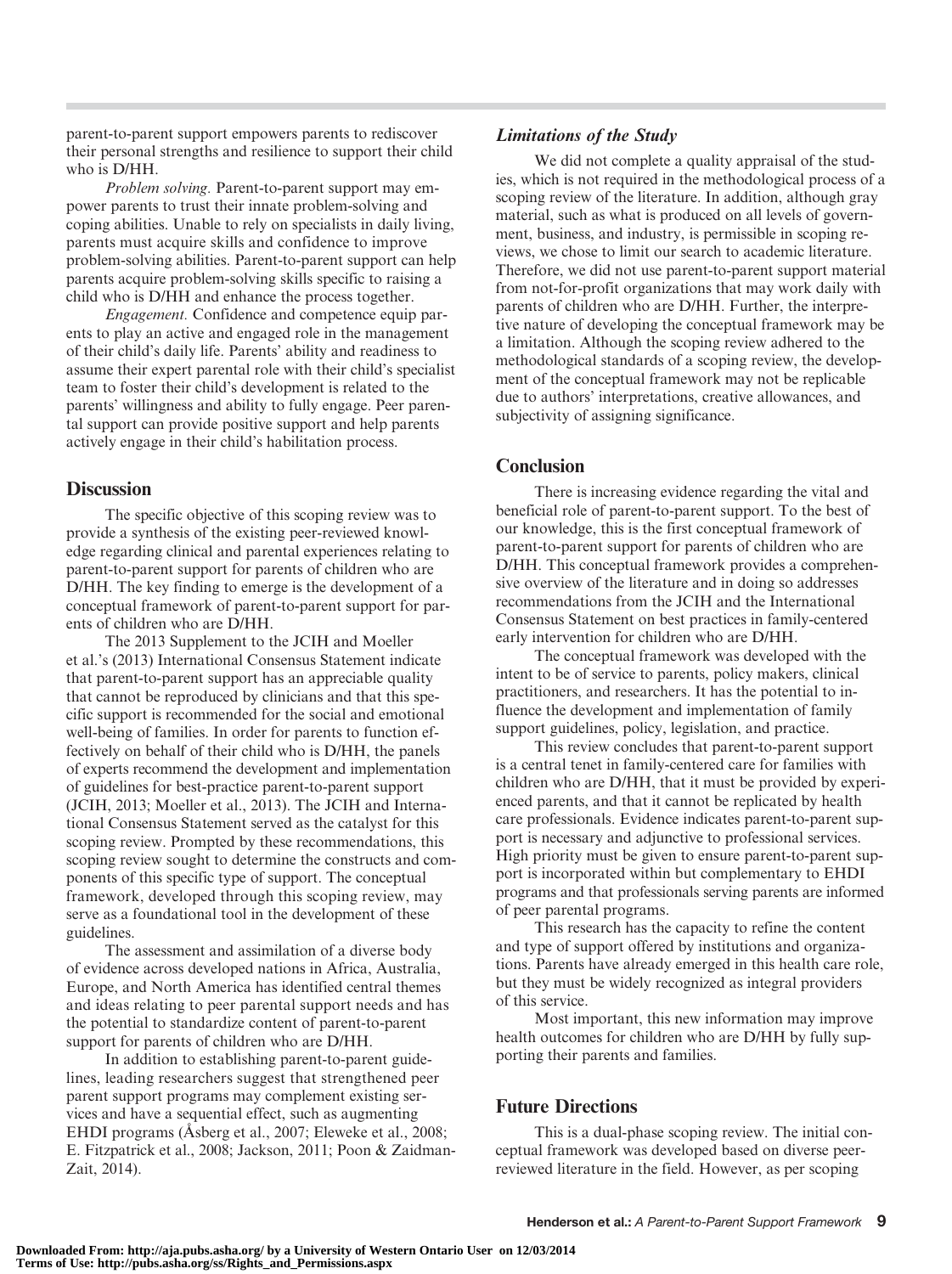parent-to-parent support empowers parents to rediscover their personal strengths and resilience to support their child who is D/HH.

*Problem solving.* Parent-to-parent support may empower parents to trust their innate problem-solving and coping abilities. Unable to rely on specialists in daily living, parents must acquire skills and confidence to improve problem-solving abilities. Parent-to-parent support can help parents acquire problem-solving skills specific to raising a child who is D/HH and enhance the process together.

*Engagement.* Confidence and competence equip parents to play an active and engaged role in the management of their child's daily life. Parents' ability and readiness to assume their expert parental role with their child's specialist team to foster their child's development is related to the parents' willingness and ability to fully engage. Peer parental support can provide positive support and help parents actively engage in their child's habilitation process.

## Discussion

The specific objective of this scoping review was to provide a synthesis of the existing peer-reviewed knowledge regarding clinical and parental experiences relating to parent-to-parent support for parents of children who are D/HH. The key finding to emerge is the development of a conceptual framework of parent-to-parent support for parents of children who are D/HH.

The 2013 Supplement to the JCIH and Moeller et al.'s (2013) International Consensus Statement indicate that parent-to-parent support has an appreciable quality that cannot be reproduced by clinicians and that this specific support is recommended for the social and emotional well-being of families. In order for parents to function effectively on behalf of their child who is D/HH, the panels of experts recommend the development and implementation of guidelines for best-practice parent-to-parent support (JCIH, 2013; Moeller et al., 2013). The JCIH and International Consensus Statement served as the catalyst for this scoping review. Prompted by these recommendations, this scoping review sought to determine the constructs and components of this specific type of support. The conceptual framework, developed through this scoping review, may serve as a foundational tool in the development of these guidelines.

The assessment and assimilation of a diverse body of evidence across developed nations in Africa, Australia, Europe, and North America has identified central themes and ideas relating to peer parental support needs and has the potential to standardize content of parent-to-parent support for parents of children who are D/HH.

In addition to establishing parent-to-parent guidelines, leading researchers suggest that strengthened peer parent support programs may complement existing services and have a sequential effect, such as augmenting EHDI programs (Åsberg et al., 2007; Eleweke et al., 2008; E. Fitzpatrick et al., 2008; Jackson, 2011; Poon & Zaidman-Zait, 2014).

### *Limitations of the Study*

We did not complete a quality appraisal of the studies, which is not required in the methodological process of a scoping review of the literature. In addition, although gray material, such as what is produced on all levels of government, business, and industry, is permissible in scoping reviews, we chose to limit our search to academic literature. Therefore, we did not use parent-to-parent support material from not-for-profit organizations that may work daily with parents of children who are D/HH. Further, the interpretive nature of developing the conceptual framework may be a limitation. Although the scoping review adhered to the methodological standards of a scoping review, the development of the conceptual framework may not be replicable due to authors' interpretations, creative allowances, and subjectivity of assigning significance.

## Conclusion

There is increasing evidence regarding the vital and beneficial role of parent-to-parent support. To the best of our knowledge, this is the first conceptual framework of parent-to-parent support for parents of children who are D/HH. This conceptual framework provides a comprehensive overview of the literature and in doing so addresses recommendations from the JCIH and the International Consensus Statement on best practices in family-centered early intervention for children who are D/HH.

The conceptual framework was developed with the intent to be of service to parents, policy makers, clinical practitioners, and researchers. It has the potential to influence the development and implementation of family support guidelines, policy, legislation, and practice.

This review concludes that parent-to-parent support is a central tenet in family-centered care for families with children who are D/HH, that it must be provided by experienced parents, and that it cannot be replicated by health care professionals. Evidence indicates parent-to-parent support is necessary and adjunctive to professional services. High priority must be given to ensure parent-to-parent support is incorporated within but complementary to EHDI programs and that professionals serving parents are informed of peer parental programs.

This research has the capacity to refine the content and type of support offered by institutions and organizations. Parents have already emerged in this health care role, but they must be widely recognized as integral providers of this service.

Most important, this new information may improve health outcomes for children who are D/HH by fully supporting their parents and families.

## Future Directions

This is a dual-phase scoping review. The initial conceptual framework was developed based on diverse peer-reviewed literature in the field. However, as per scoping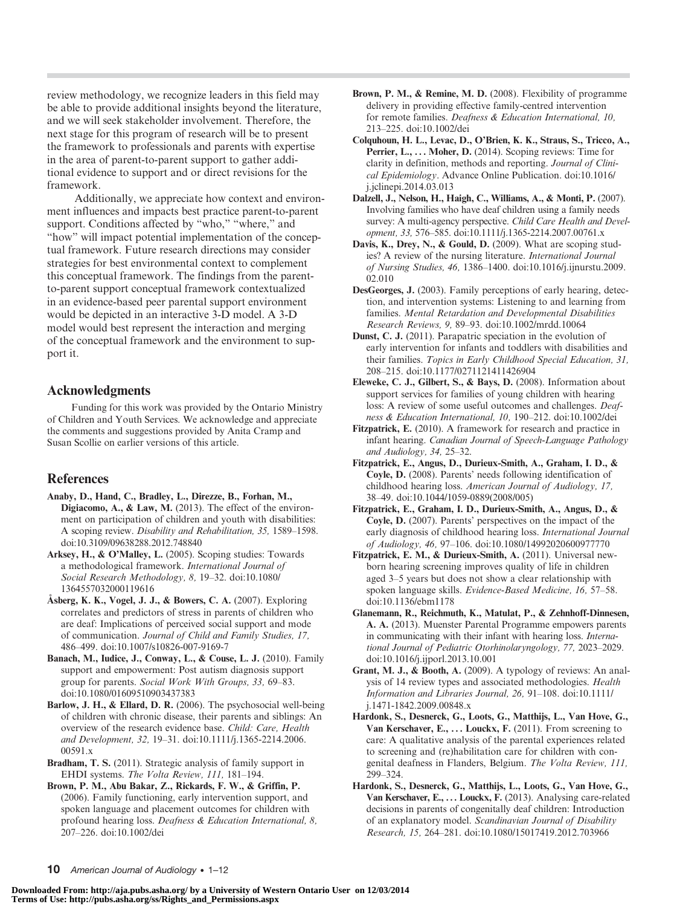review methodology, we recognize leaders in this field may be able to provide additional insights beyond the literature, and we will seek stakeholder involvement. Therefore, the next stage for this program of research will be to present the framework to professionals and parents with expertise in the area of parent-to-parent support to gather additional evidence to support and or direct revisions for the framework.

Additionally, we appreciate how context and environment influences and impacts best practice parent-to-parent support. Conditions affected by "who," "where," and "how" will impact potential implementation of the conceptual framework. Future research directions may consider strategies for best environmental context to complement this conceptual framework. The findings from the parent-to-parent support conceptual framework contextualized in an evidence-based peer parental support environment would be depicted in an interactive 3-D model. A 3-D model would best represent the interaction and merging of the conceptual framework and the environment to support it.

## Acknowledgments

Funding for this work was provided by the Ontario Ministry of Children and Youth Services. We acknowledge and appreciate the comments and suggestions provided by Anita Cramp and Susan Scollie on earlier versions of this article.

## References

**Anaby, D., Hand, C., Bradley, L., Direzze, B., Forhan, M., Digiacomo, A., & Law, M.** (2013). The effect of the environment on participation of children and youth with disabilities: A scoping review. *Disability and Rehabilitation, 35,* 1589–1598. doi:10.3109/09638288.2012.748840

**Arksey, H., & O'Malley, L.** (2005). Scoping studies: Towards a methodological framework. *International Journal of Social Research Methodology, 8,* 19–32. doi:10.1080/1364557032000119616

**Åsberg, K. K., Vogel, J. J., & Bowers, C. A.** (2007). Exploring correlates and predictors of stress in parents of children who are deaf: Implications of perceived social support and mode of communication. *Journal of Child and Family Studies, 17,* 486–499. doi:10.1007/s10826-007-9169-7

**Banach, M., Iudice, J., Conway, L., & Couse, L. J.** (2010). Family support and empowerment: Post autism diagnosis support group for parents. *Social Work With Groups, 33,* 69–83. doi:10.1080/01609510903437383

**Barlow, J. H., & Ellard, D. R.** (2006). The psychosocial well-being of children with chronic disease, their parents and siblings: An overview of the research evidence base. *Child: Care, Health and Development, 32,* 19–31. doi:10.1111/j.1365-2214.2006.00591.x

**Bradham, T. S.** (2011). Strategic analysis of family support in EHDI systems. *The Volta Review, 111,* 181–194.

**Brown, P. M., Abu Bakar, Z., Rickards, F. W., & Griffin, P.** (2006). Family functioning, early intervention support, and spoken language and placement outcomes for children with profound hearing loss. *Deafness & Education International, 8,* 207–226. doi:10.1002/dei

**Brown, P. M., & Remine, M. D.** (2008). Flexibility of programme delivery in providing effective family-centred intervention for remote families. *Deafness & Education International, 10,* 213–225. doi:10.1002/dei

**Colquhoun, H. L., Levac, D., O'Brien, K. K., Straus, S., Tricco, A., Perrier, L., . . . Moher, D.** (2014). Scoping reviews: Time for clarity in definition, methods and reporting. *Journal of Clinical Epidemiology*. Advance Online Publication. doi:10.1016/j.jclinepi.2014.03.013

**Dalzell, J., Nelson, H., Haigh, C., Williams, A., & Monti, P.** (2007). Involving families who have deaf children using a family needs survey: A multi-agency perspective. *Child Care Health and Development, 33,* 576–585. doi:10.1111/j.1365-2214.2007.00761.x

**Davis, K., Drey, N., & Gould, D.** (2009). What are scoping studies? A review of the nursing literature. *International Journal of Nursing Studies, 46,* 1386–1400. doi:10.1016/j.ijnurstu.2009.02.010

**DesGeorges, J.** (2003). Family perceptions of early hearing, detection, and intervention systems: Listening to and learning from families. *Mental Retardation and Developmental Disabilities Research Reviews, 9,* 89–93. doi:10.1002/mrdd.10064

**Dunst, C. J.** (2011). Parapatric speciation in the evolution of early intervention for infants and toddlers with disabilities and their families. *Topics in Early Childhood Special Education, 31,* 208–215. doi:10.1177/0271121411426904

**Eleweke, C. J., Gilbert, S., & Bays, D.** (2008). Information about support services for families of young children with hearing loss: A review of some useful outcomes and challenges. *Deafness & Education International, 10,* 190–212. doi:10.1002/dei

**Fitzpatrick, E.** (2010). A framework for research and practice in infant hearing. *Canadian Journal of Speech-Language Pathology and Audiology, 34,* 25–32.

**Fitzpatrick, E., Angus, D., Durieux-Smith, A., Graham, I. D., & Coyle, D.** (2008). Parents' needs following identification of childhood hearing loss. *American Journal of Audiology, 17,* 38–49. doi:10.1044/1059-0889(2008/005)

**Fitzpatrick, E., Graham, I. D., Durieux-Smith, A., Angus, D., & Coyle, D.** (2007). Parents' perspectives on the impact of the early diagnosis of childhood hearing loss. *International Journal of Audiology, 46,* 97–106. doi:10.1080/14992020600977770

**Fitzpatrick, E. M., & Durieux-Smith, A.** (2011). Universal newborn hearing screening improves quality of life in children aged 3–5 years but does not show a clear relationship with spoken language skills. *Evidence-Based Medicine, 16,* 57–58. doi:10.1136/ebm1178

**Glanemann, R., Reichmuth, K., Matulat, P., & Zehnhoff-Dinnesen, A. A.** (2013). Muenster Parental Programme empowers parents in communicating with their infant with hearing loss. *International Journal of Pediatric Otorhinolaryngology, 77,* 2023–2029. doi:10.1016/j.ijporl.2013.10.001

**Grant, M. J., & Booth, A.** (2009). A typology of reviews: An analysis of 14 review types and associated methodologies. *Health Information and Libraries Journal, 26,* 91–108. doi:10.1111/j.1471-1842.2009.00848.x

**Hardonk, S., Desnerck, G., Loots, G., Matthijs, L., Van Hove, G., Van Kerschaver, E., . . . Louckx, F.** (2011). From screening to care: A qualitative analysis of the parental experiences related to screening and (re)habilitation care for children with congenital deafness in Flanders, Belgium. *The Volta Review, 111,* 299–324.

**Hardonk, S., Desnerck, G., Matthijs, L., Loots, G., Van Hove, G., Van Kerschaver, E., . . . Louckx, F.** (2013). Analysing care-related decisions in parents of congenitally deaf children: Introduction of an explanatory model. *Scandinavian Journal of Disability Research, 15,* 264–281. doi:10.1080/15017419.2012.703966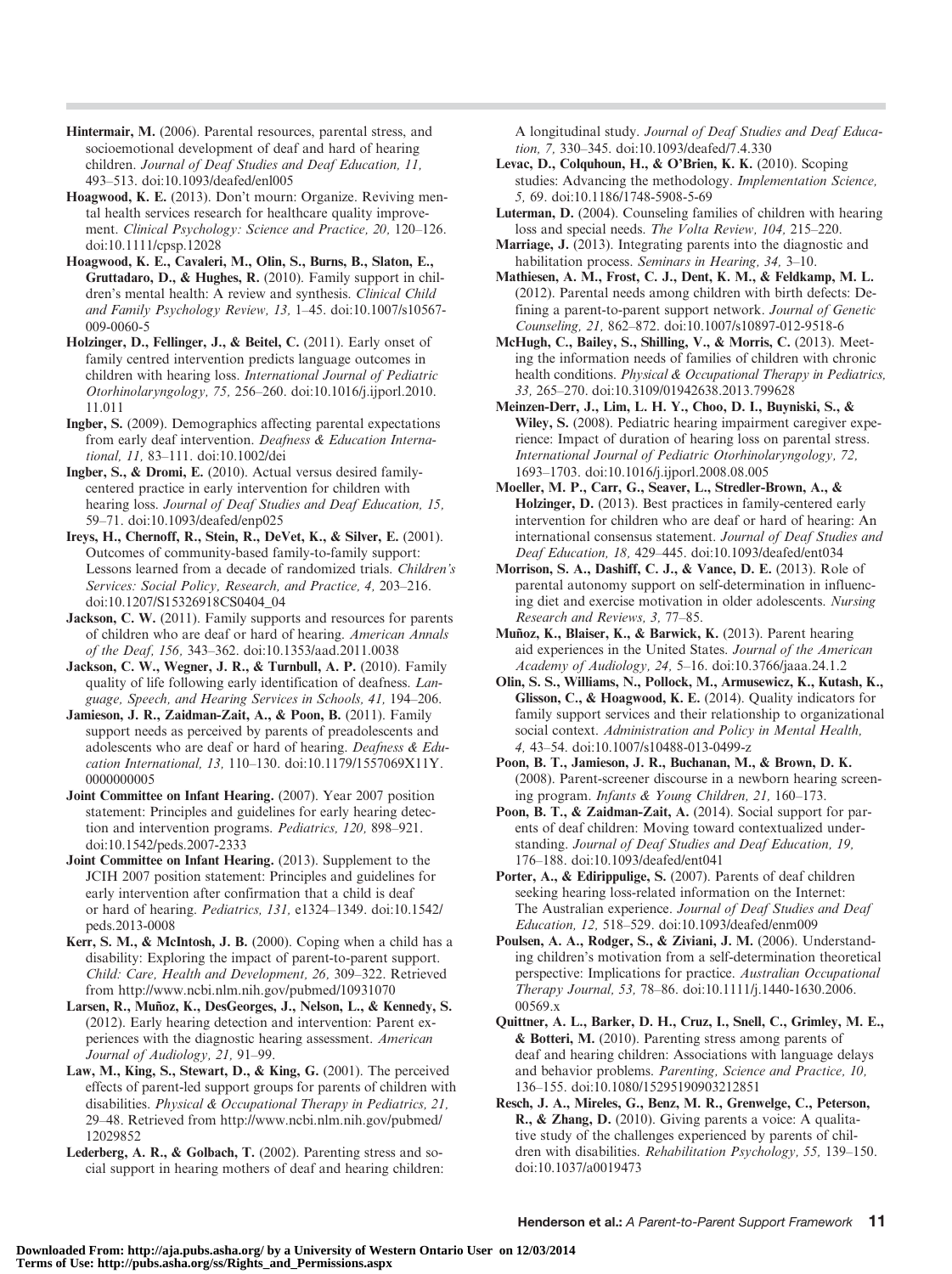**Hintermair, M.** (2006). Parental resources, parental stress, and socioemotional development of deaf and hard of hearing children. *Journal of Deaf Studies and Deaf Education, 11,* 493–513. doi:10.1093/deafed/enl005

**Hoagwood, K. E.** (2013). Don't mourn: Organize. Reviving mental health services research for healthcare quality improvement. *Clinical Psychology: Science and Practice, 20,* 120–126. doi:10.1111/cpsp.12028

**Hoagwood, K. E., Cavaleri, M., Olin, S., Burns, B., Slaton, E., Gruttadaro, D., & Hughes, R.** (2010). Family support in children's mental health: A review and synthesis. *Clinical Child and Family Psychology Review, 13,* 1–45. doi:10.1007/s10567-009-0060-5

**Holzinger, D., Fellinger, J., & Beitel, C.** (2011). Early onset of family centred intervention predicts language outcomes in children with hearing loss. *International Journal of Pediatric Otorhinolaryngology, 75,* 256–260. doi:10.1016/j.ijporl.2010.11.011

**Ingber, S.** (2009). Demographics affecting parental expectations from early deaf intervention. *Deafness & Education International, 11,* 83–111. doi:10.1002/dei

**Ingber, S., & Dromi, E.** (2010). Actual versus desired family-centered practice in early intervention for children with hearing loss. *Journal of Deaf Studies and Deaf Education, 15,* 59–71. doi:10.1093/deafed/enp025

**Ireys, H., Chernoff, R., Stein, R., DeVet, K., & Silver, E.** (2001). Outcomes of community-based family-to-family support: Lessons learned from a decade of randomized trials. *Children's Services: Social Policy, Research, and Practice, 4,* 203–216. doi:10.1207/S15326918CS0404_04

**Jackson, C. W.** (2011). Family supports and resources for parents of children who are deaf or hard of hearing. *American Annals of the Deaf, 156,* 343–362. doi:10.1353/aad.2011.0038

**Jackson, C. W., Wegner, J. R., & Turnbull, A. P.** (2010). Family quality of life following early identification of deafness. *Language, Speech, and Hearing Services in Schools, 41,* 194–206.

**Jamieson, J. R., Zaidman-Zait, A., & Poon, B.** (2011). Family support needs as perceived by parents of preadolescents and adolescents who are deaf or hard of hearing. *Deafness & Education International, 13,* 110–130. doi:10.1179/1557069X11Y.0000000005

**Joint Committee on Infant Hearing.** (2007). Year 2007 position statement: Principles and guidelines for early hearing detection and intervention programs. *Pediatrics, 120,* 898–921. doi:10.1542/peds.2007-2333

**Joint Committee on Infant Hearing.** (2013). Supplement to the JCIH 2007 position statement: Principles and guidelines for early intervention after confirmation that a child is deaf or hard of hearing. *Pediatrics, 131,* e1324–1349. doi:10.1542/peds.2013-0008

**Kerr, S. M., & McIntosh, J. B.** (2000). Coping when a child has a disability: Exploring the impact of parent-to-parent support. *Child: Care, Health and Development, 26,* 309–322. Retrieved from http://www.ncbi.nlm.nih.gov/pubmed/10931070

**Larsen, R., Muñoz, K., DesGeorges, J., Nelson, L., & Kennedy, S.** (2012). Early hearing detection and intervention: Parent experiences with the diagnostic hearing assessment. *American Journal of Audiology, 21,* 91–99.

**Law, M., King, S., Stewart, D., & King, G.** (2001). The perceived effects of parent-led support groups for parents of children with disabilities. *Physical & Occupational Therapy in Pediatrics, 21,* 29–48. Retrieved from http://www.ncbi.nlm.nih.gov/pubmed/12029852

**Lederberg, A. R., & Golbach, T.** (2002). Parenting stress and social support in hearing mothers of deaf and hearing children: A longitudinal study. *Journal of Deaf Studies and Deaf Education, 7,* 330–345. doi:10.1093/deafed/7.4.330

**Levac, D., Colquhoun, H., & O'Brien, K. K.** (2010). Scoping studies: Advancing the methodology. *Implementation Science, 5,* 69. doi:10.1186/1748-5908-5-69

**Luterman, D.** (2004). Counseling families of children with hearing loss and special needs. *The Volta Review, 104,* 215–220.

**Marriage, J.** (2013). Integrating parents into the diagnostic and habilitation process. *Seminars in Hearing, 34,* 3–10.

**Mathiesen, A. M., Frost, C. J., Dent, K. M., & Feldkamp, M. L.** (2012). Parental needs among children with birth defects: Defining a parent-to-parent support network. *Journal of Genetic Counseling, 21,* 862–872. doi:10.1007/s10897-012-9518-6

**McHugh, C., Bailey, S., Shilling, V., & Morris, C.** (2013). Meeting the information needs of families of children with chronic health conditions. *Physical & Occupational Therapy in Pediatrics, 33,* 265–270. doi:10.3109/01942638.2013.799628

**Meinzen-Derr, J., Lim, L. H. Y., Choo, D. I., Buyniski, S., & Wiley, S.** (2008). Pediatric hearing impairment caregiver experience: Impact of duration of hearing loss on parental stress. *International Journal of Pediatric Otorhinolaryngology, 72,* 1693–1703. doi:10.1016/j.ijporl.2008.08.005

**Moeller, M. P., Carr, G., Seaver, L., Stredler-Brown, A., & Holzinger, D.** (2013). Best practices in family-centered early intervention for children who are deaf or hard of hearing: An international consensus statement. *Journal of Deaf Studies and Deaf Education, 18,* 429–445. doi:10.1093/deafed/ent034

**Morrison, S. A., Dashiff, C. J., & Vance, D. E.** (2013). Role of parental autonomy support on self-determination in influencing diet and exercise motivation in older adolescents. *Nursing Research and Reviews, 3,* 77–85.

**Muñoz, K., Blaiser, K., & Barwick, K.** (2013). Parent hearing aid experiences in the United States. *Journal of the American Academy of Audiology, 24,* 5–16. doi:10.3766/jaaa.24.1.2

**Olin, S. S., Williams, N., Pollock, M., Armusewicz, K., Kutash, K., Glisson, C., & Hoagwood, K. E.** (2014). Quality indicators for family support services and their relationship to organizational social context. *Administration and Policy in Mental Health, 4,* 43–54. doi:10.1007/s10488-013-0499-z

**Poon, B. T., Jamieson, J. R., Buchanan, M., & Brown, D. K.** (2008). Parent-screener discourse in a newborn hearing screening program. *Infants & Young Children, 21,* 160–173.

**Poon, B. T., & Zaidman-Zait, A.** (2014). Social support for parents of deaf children: Moving toward contextualized understanding. *Journal of Deaf Studies and Deaf Education, 19,* 176–188. doi:10.1093/deafed/ent041

**Porter, A., & Edirippulige, S.** (2007). Parents of deaf children seeking hearing loss-related information on the Internet: The Australian experience. *Journal of Deaf Studies and Deaf Education, 12,* 518–529. doi:10.1093/deafed/enm009

**Poulsen, A. A., Rodger, S., & Ziviani, J. M.** (2006). Understanding children's motivation from a self-determination theoretical perspective: Implications for practice. *Australian Occupational Therapy Journal, 53,* 78–86. doi:10.1111/j.1440-1630.2006.00569.x

**Quittner, A. L., Barker, D. H., Cruz, I., Snell, C., Grimley, M. E., & Botteri, M.** (2010). Parenting stress among parents of deaf and hearing children: Associations with language delays and behavior problems. *Parenting, Science and Practice, 10,* 136–155. doi:10.1080/15295190903212851

**Resch, J. A., Mireles, G., Benz, M. R., Grenwelge, C., Peterson, R., & Zhang, D.** (2010). Giving parents a voice: A qualitative study of the challenges experienced by parents of children with disabilities. *Rehabilitation Psychology, 55,* 139–150. doi:10.1037/a0019473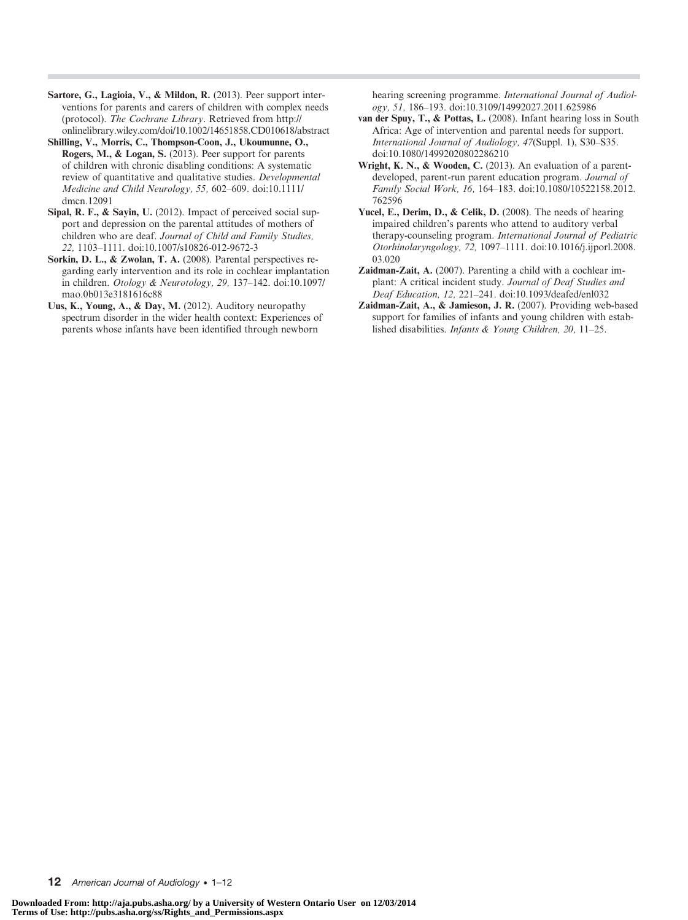**Sartore, G., Lagioia, V., & Mildon, R.** (2013). Peer support interventions for parents and carers of children with complex needs (protocol). *The Cochrane Library*. Retrieved from http://onlinelibrary.wiley.com/doi/10.1002/14651858.CD010618/abstract

**Shilling, V., Morris, C., Thompson-Coon, J., Ukoumunne, O., Rogers, M., & Logan, S.** (2013). Peer support for parents of children with chronic disabling conditions: A systematic review of quantitative and qualitative studies. *Developmental Medicine and Child Neurology, 55,* 602–609. doi:10.1111/dmcn.12091

**Sipal, R. F., & Sayin, U.** (2012). Impact of perceived social support and depression on the parental attitudes of mothers of children who are deaf. *Journal of Child and Family Studies, 22,* 1103–1111. doi:10.1007/s10826-012-9672-3

**Sorkin, D. L., & Zwolan, T. A.** (2008). Parental perspectives regarding early intervention and its role in cochlear implantation in children. *Otology & Neurotology, 29,* 137–142. doi:10.1097/mao.0b013e3181616c88

**Uus, K., Young, A., & Day, M.** (2012). Auditory neuropathy spectrum disorder in the wider health context: Experiences of parents whose infants have been identified through newborn hearing screening programme. *International Journal of Audiology, 51,* 186–193. doi:10.3109/14992027.2011.625986

**van der Spuy, T., & Pottas, L.** (2008). Infant hearing loss in South Africa: Age of intervention and parental needs for support. *International Journal of Audiology, 47*(Suppl. 1), S30–S35. doi:10.1080/14992020802286210

**Wright, K. N., & Wooden, C.** (2013). An evaluation of a parent-developed, parent-run parent education program. *Journal of Family Social Work, 16,* 164–183. doi:10.1080/10522158.2012.762596

**Yucel, E., Derim, D., & Celik, D.** (2008). The needs of hearing impaired children's parents who attend to auditory verbal therapy-counseling program. *International Journal of Pediatric Otorhinolaryngology, 72,* 1097–1111. doi:10.1016/j.ijporl.2008.03.020

**Zaidman-Zait, A.** (2007). Parenting a child with a cochlear implant: A critical incident study. *Journal of Deaf Studies and Deaf Education, 12,* 221–241. doi:10.1093/deafed/enl032

**Zaidman-Zait, A., & Jamieson, J. R.** (2007). Providing web-based support for families of infants and young children with established disabilities. *Infants & Young Children, 20,* 11–25.